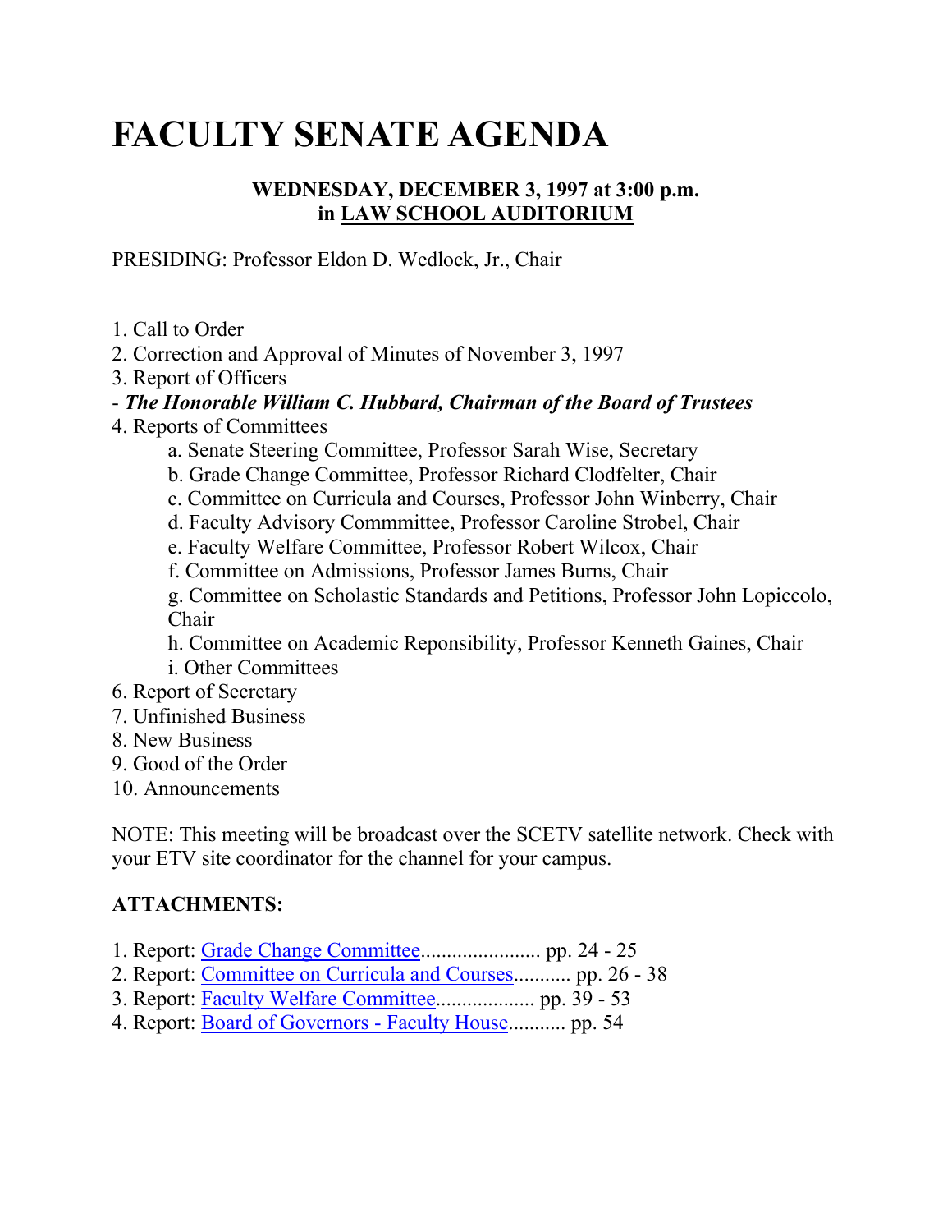# FACULTY SENATE AGENDA

**WEDNESDAY, DECEMBER 3, 1997 at 3:00 p.m.**
**in LAW SCHOOL AUDITORIUM**

PRESIDING: Professor Eldon D. Wedlock, Jr., Chair

1. Call to Order
2. Correction and Approval of Minutes of November 3, 1997
3. Report of Officers

- ***The Honorable William C. Hubbard, Chairman of the Board of Trustees***

4. Reports of Committees
   - a. Senate Steering Committee, Professor Sarah Wise, Secretary
   - b. Grade Change Committee, Professor Richard Clodfelter, Chair
   - c. Committee on Curricula and Courses, Professor John Winberry, Chair
   - d. Faculty Advisory Commmittee, Professor Caroline Strobel, Chair
   - e. Faculty Welfare Committee, Professor Robert Wilcox, Chair
   - f. Committee on Admissions, Professor James Burns, Chair
   - g. Committee on Scholastic Standards and Petitions, Professor John Lopiccolo, Chair
   - h. Committee on Academic Reponsibility, Professor Kenneth Gaines, Chair
   - i. Other Committees
6. Report of Secretary
7. Unfinished Business
8. New Business
9. Good of the Order
10. Announcements

NOTE: This meeting will be broadcast over the SCETV satellite network. Check with your ETV site coordinator for the channel for your campus.

**ATTACHMENTS:**

1. Report: Grade Change Committee....................... pp. 24 - 25
2. Report: Committee on Curricula and Courses........... pp. 26 - 38
3. Report: Faculty Welfare Committee................... pp. 39 - 53
4. Report: Board of Governors - Faculty House........... pp. 54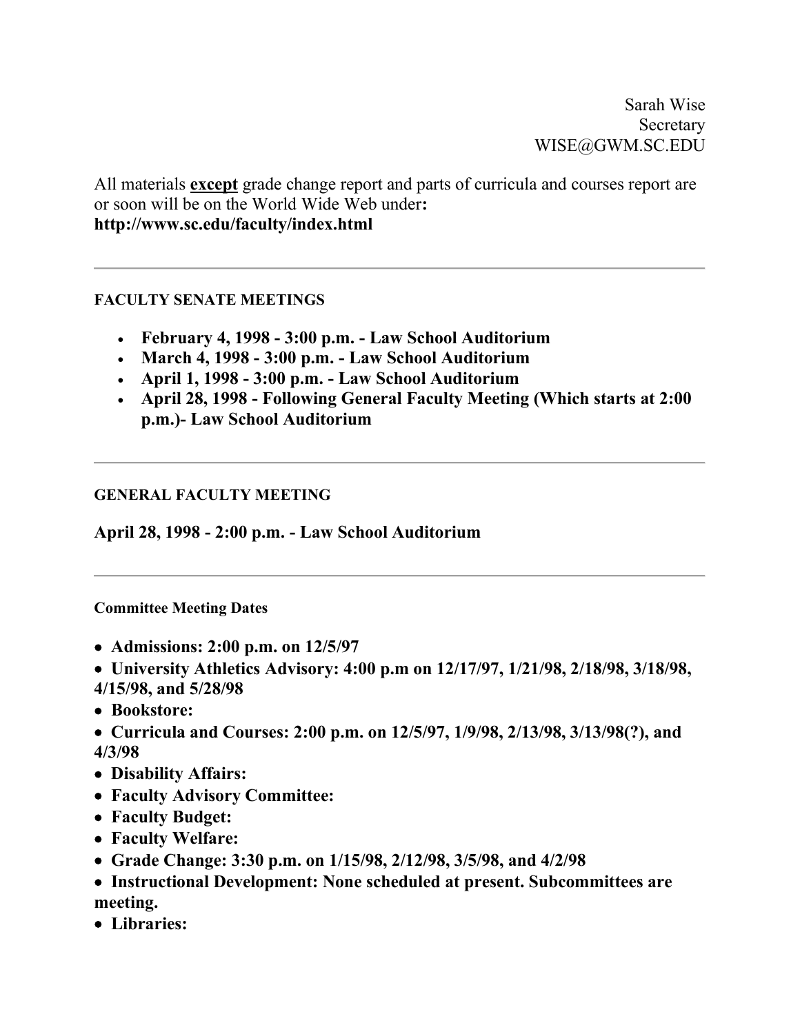Sarah Wise
Secretary
WISE@GWM.SC.EDU

All materials **except** grade change report and parts of curricula and courses report are or soon will be on the World Wide Web under**:**
**http://www.sc.edu/faculty/index.html**

---

#### FACULTY SENATE MEETINGS

- **February 4, 1998 - 3:00 p.m. - Law School Auditorium**
- **March 4, 1998 - 3:00 p.m. - Law School Auditorium**
- **April 1, 1998 - 3:00 p.m. - Law School Auditorium**
- **April 28, 1998 - Following General Faculty Meeting (Which starts at 2:00 p.m.)- Law School Auditorium**

---

#### GENERAL FACULTY MEETING

**April 28, 1998 - 2:00 p.m. - Law School Auditorium**

---

##### Committee Meeting Dates

- **Admissions: 2:00 p.m. on 12/5/97**
- **University Athletics Advisory: 4:00 p.m on 12/17/97, 1/21/98, 2/18/98, 3/18/98, 4/15/98, and 5/28/98**
- **Bookstore:**
- **Curricula and Courses: 2:00 p.m. on 12/5/97, 1/9/98, 2/13/98, 3/13/98(?), and 4/3/98**
- **Disability Affairs:**
- **Faculty Advisory Committee:**
- **Faculty Budget:**
- **Faculty Welfare:**
- **Grade Change: 3:30 p.m. on 1/15/98, 2/12/98, 3/5/98, and 4/2/98**
- **Instructional Development: None scheduled at present. Subcommittees are meeting.**
- **Libraries:**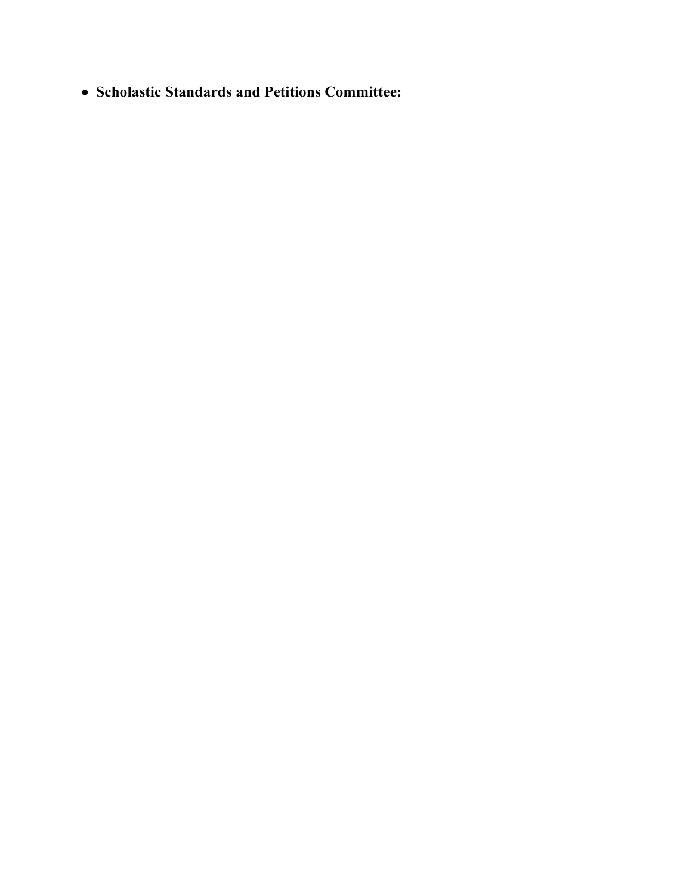- **Scholastic Standards and Petitions Committee:**